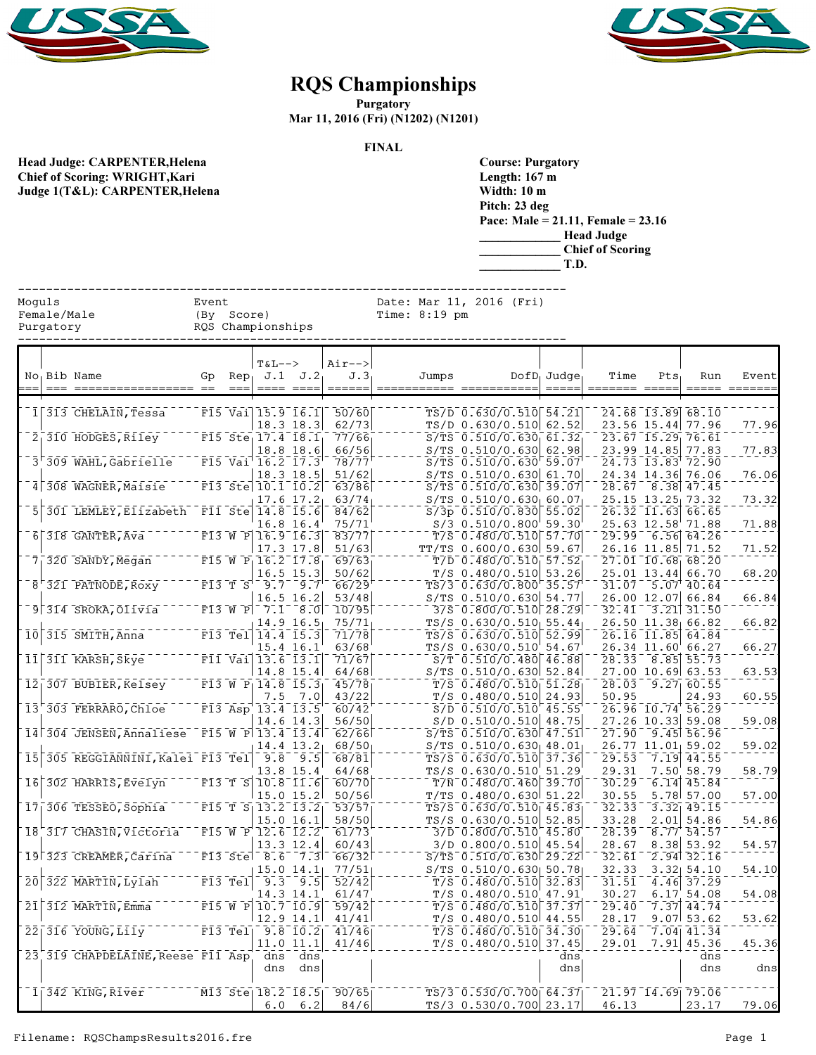# RQS Championships

**Purgatory**
**Mar 11, 2016 (Fri) (N1202) (N1201)**

**FINAL**

**Head Judge: CARPENTER,Helena**
**Chief of Scoring: WRIGHT,Kari**
**Judge 1(T&L): CARPENTER,Helena**

**Course: Purgatory**
**Length: 167 m**
**Width: 10 m**
**Pitch: 23 deg**
**Pace: Male = 21.11, Female = 23.16**
____________ **Head Judge**
____________ **Chief of Scoring**
____________ **T.D.**

```
Moguls              Event                  Date: Mar 11, 2016 (Fri)
Female/Male         (By  Score)            Time: 8:19 pm
Purgatory           RQS Championships
```

| No | Bib | Name | Gp | Rep | T&L--> J.1 | J.2 | Air--> J.3 | Jumps | DofD | Judge | Time | Pts | Run | Event |
|---|---|---|---|---|---|---|---|---|---|---|---|---|---|---|
| 1 | 313 | CHELAIN,Tessa | F15 | Vai | 15.9 | 16.1 | 50/60 | TS/D | 0.630/0.510 | 54.21 | 24.68 | 13.89 | 68.10 | |
| | | | | | 18.3 | 18.3 | 62/73 | TS/D | 0.630/0.510 | 62.52 | 23.56 | 15.44 | 77.96 | 77.96 |
| 2 | 310 | HODGES,Riley | F15 | Ste | 17.4 | 18.1 | 77/66 | S/TS | 0.510/0.630 | 61.32 | 23.67 | 15.29 | 76.61 | |
| | | | | | 18.8 | 18.6 | 66/56 | S/TS | 0.510/0.630 | 62.98 | 23.99 | 14.85 | 77.83 | 77.83 |
| 3 | 309 | WAHL,Gabrielle | F15 | Vai | 16.2 | 17.3 | 78/77 | S/TS | 0.510/0.630 | 59.07 | 24.73 | 13.83 | 72.90 | |
| | | | | | 18.3 | 18.5 | 51/62 | S/TS | 0.510/0.630 | 61.70 | 24.34 | 14.36 | 76.06 | 76.06 |
| 4 | 308 | WAGNER,Maisie | F13 | Ste | 10.1 | 10.2 | 63/86 | S/TS | 0.510/0.630 | 39.07 | 28.67 | 8.38 | 47.45 | |
| | | | | | 17.6 | 17.2 | 63/74 | S/TS | 0.510/0.630 | 60.07 | 25.15 | 13.25 | 73.32 | 73.32 |
| 5 | 301 | LEMLEY,Elizabeth | F11 | Ste | 14.8 | 15.6 | 84/62 | S/3p | 0.510/0.830 | 55.02 | 26.32 | 11.63 | 66.65 | |
| | | | | | 16.8 | 16.4 | 75/71 | S/3 | 0.510/0.800 | 59.30 | 25.63 | 12.58 | 71.88 | 71.88 |
| 6 | 318 | GANTER,Ava | F13 | W P | 16.9 | 16.3 | 83/77 | T/S | 0.480/0.510 | 57.70 | 29.99 | 6.56 | 64.26 | |
| | | | | | 17.3 | 17.8 | 51/63 | TT/TS | 0.600/0.630 | 59.67 | 26.16 | 11.85 | 71.52 | 71.52 |
| 7 | 320 | SANDY,Megan | F15 | W P | 16.2 | 17.8 | 69/63 | T/D | 0.480/0.510 | 57.52 | 27.01 | 10.68 | 68.20 | |
| | | | | | 16.5 | 15.3 | 50/62 | T/S | 0.480/0.510 | 53.26 | 25.01 | 13.44 | 66.70 | 68.20 |
| 8 | 321 | PATNODE,Roxy | F13 | T S | 9.7 | 9.7 | 66/29 | TS/3 | 0.630/0.800 | 35.57 | 31.07 | 5.07 | 40.64 | |
| | | | | | 16.5 | 16.2 | 53/48 | S/TS | 0.510/0.630 | 54.77 | 26.00 | 12.07 | 66.84 | 66.84 |
| 9 | 314 | SROKA,Olivia | F13 | W P | 7.1 | 8.0 | 10/95 | 3/S | 0.800/0.510 | 28.29 | 32.41 | 3.21 | 31.50 | |
| | | | | | 14.9 | 16.5 | 75/71 | TS/S | 0.630/0.510 | 55.44 | 26.50 | 11.38 | 66.82 | 66.82 |
| 10 | 315 | SMITH,Anna | F13 | Tel | 14.4 | 15.3 | 71/78 | TS/S | 0.630/0.510 | 52.99 | 26.16 | 11.85 | 64.84 | |
| | | | | | 15.4 | 16.1 | 63/68 | TS/S | 0.630/0.510 | 54.67 | 26.34 | 11.60 | 66.27 | 66.27 |
| 11 | 311 | KARSH,Skye | F11 | Vai | 13.6 | 13.1 | 71/67 | S/T | 0.510/0.480 | 46.88 | 28.33 | 8.85 | 55.73 | |
| | | | | | 14.8 | 15.4 | 64/68 | S/TS | 0.510/0.630 | 52.84 | 27.00 | 10.69 | 63.53 | 63.53 |
| 12 | 307 | BUBIER,Kelsey | F13 | W P | 14.8 | 15.3 | 45/78 | T/S | 0.480/0.510 | 51.28 | 28.03 | 9.27 | 60.55 | |
| | | | | | 7.5 | 7.0 | 43/22 | T/S | 0.480/0.510 | 24.93 | 50.95 | | 24.93 | 60.55 |
| 13 | 303 | FERRARO,Chloe | F13 | Asp | 13.4 | 13.5 | 60/42 | S/D | 0.510/0.510 | 45.55 | 26.96 | 10.74 | 56.29 | |
| | | | | | 14.6 | 14.3 | 56/50 | S/D | 0.510/0.510 | 48.75 | 27.26 | 10.33 | 59.08 | 59.08 |
| 14 | 304 | JENSEN,Annaliese | F15 | W P | 13.4 | 13.4 | 62/66 | S/TS | 0.510/0.630 | 47.51 | 27.90 | 9.45 | 56.96 | |
| | | | | | 14.4 | 13.2 | 68/50 | S/TS | 0.510/0.630 | 48.01 | 26.77 | 11.01 | 59.02 | 59.02 |
| 15 | 305 | REGGIANNINI,Kalei | F13 | Tel | 9.8 | 9.5 | 68/81 | TS/S | 0.630/0.510 | 37.36 | 29.53 | 7.19 | 44.55 | |
| | | | | | 13.8 | 15.4 | 64/68 | TS/S | 0.630/0.510 | 51.29 | 29.31 | 7.50 | 58.79 | 58.79 |
| 16 | 302 | HARRIS,Evelyn | F13 | T S | 10.8 | 11.6 | 60/70 | T/N | 0.480/0.460 | 39.70 | 30.29 | 6.14 | 45.84 | |
| | | | | | 15.0 | 15.2 | 50/56 | T/TS | 0.480/0.630 | 51.22 | 30.55 | 5.78 | 57.00 | 57.00 |
| 17 | 306 | TESSEO,Sophia | F15 | T S | 13.2 | 13.2 | 53/57 | TS/TS | 0.630/0.510 | 45.83 | 32.33 | 3.32 | 49.15 | |
| | | | | | 15.0 | 16.1 | 58/50 | TS/S | 0.630/0.510 | 52.85 | 33.28 | 2.01 | 54.86 | 54.86 |
| 18 | 317 | CHASIN,Victoria | F15 | W P | 12.6 | 12.2 | 61/73 | 3/D | 0.800/0.510 | 45.80 | 28.39 | 8.77 | 54.57 | |
| | | | | | 13.3 | 12.4 | 60/43 | 3/D | 0.800/0.510 | 45.54 | 28.67 | 8.38 | 53.92 | 54.57 |
| 19 | 323 | CREAMER,Carina | F13 | Ste | 8.6 | 7.3 | 66/32 | S/TS | 0.510/0.630 | 29.22 | 32.61 | 2.94 | 32.16 | |
| | | | | | 15.0 | 14.1 | 77/51 | S/TS | 0.510/0.630 | 50.78 | 32.33 | 3.32 | 54.10 | 54.10 |
| 20 | 322 | MARTIN,Lylah | F13 | Tel | 9.3 | 9.5 | 52/42 | T/S | 0.480/0.510 | 32.83 | 31.51 | 4.46 | 37.29 | |
| | | | | | 14.3 | 14.1 | 61/47 | T/S | 0.480/0.510 | 47.91 | 30.27 | 6.17 | 54.08 | 54.08 |
| 21 | 312 | MARTIN,Emma | F15 | W P | 10.7 | 10.9 | 59/42 | T/S | 0.480/0.510 | 37.37 | 29.40 | 7.37 | 44.74 | |
| | | | | | 12.9 | 14.1 | 41/41 | T/S | 0.480/0.510 | 44.55 | 28.17 | 9.07 | 53.62 | 53.62 |
| 22 | 316 | YOUNG,Lily | F13 | Tel | 9.8 | 10.2 | 41/46 | T/S | 0.480/0.510 | 34.30 | 29.64 | 7.04 | 41.34 | |
| | | | | | 11.0 | 11.1 | 41/46 | T/S | 0.480/0.510 | 37.45 | 29.01 | 7.91 | 45.36 | 45.36 |
| 23 | 319 | CHAPDELAINE,Reese | F11 | Asp | dns | dns | | | | dns | | | dns | |
| | | | | | dns | dns | | | | dns | | | dns | dns |
| 1 | 342 | KING,River | M13 | Ste | 18.2 | 18.5 | 90/65 | TS/3 | 0.530/0.700 | 64.37 | 21.97 | 14.69 | 79.06 | |
| | | | | | 6.0 | 6.2 | 84/6 | TS/3 | 0.530/0.700 | 23.17 | 46.13 | | 23.17 | 79.06 |

Filename: RQSChampsResults2016.fre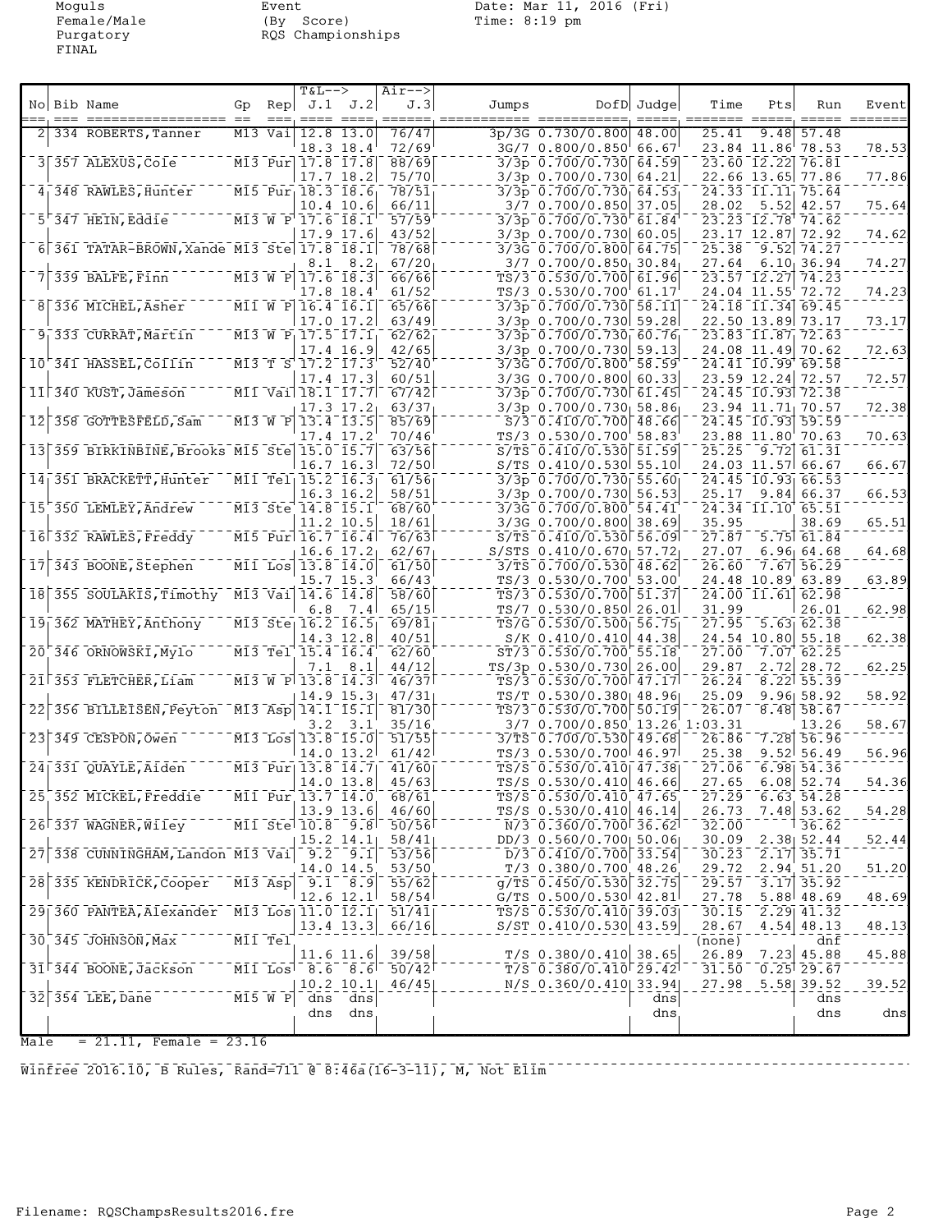Moguls
Female/Male
Purgatory
FINAL

Event
(By Score)
RQS Championships

Date: Mar 11, 2016 (Fri)
Time: 8:19 pm

| No | Bib | Name | Gp | Rep | T&L--> J.1 | J.2 | Air--> J.3 | Jumps | DofD | Judge | Time | Pts | Run | Event |
|---|---|---|---|---|---|---|---|---|---|---|---|---|---|---|
| 2 | 334 | ROBERTS,Tanner | M13 | Vai | 12.8 | 13.0 | 76/47 | 3p/3G | 0.730/0.800 | 48.00 | 25.41 | 9.48 | 57.48 | |
| | | | | | 18.3 | 18.4 | 72/69 | 3G/7 | 0.800/0.850 | 66.67 | 23.84 | 11.86 | 78.53 | 78.53 |
| 3 | 357 | ALEXUS,Cole | M13 | Pur | 17.8 | 17.8 | 88/69 | 3/3p | 0.700/0.730 | 64.59 | 23.60 | 12.22 | 76.81 | |
| | | | | | 17.7 | 18.2 | 75/70 | 3/3p | 0.700/0.730 | 64.21 | 22.66 | 13.65 | 77.86 | 77.86 |
| 4 | 348 | RAWLES,Hunter | M15 | Pur | 18.3 | 18.6 | 78/51 | 3/3p | 0.700/0.730 | 64.53 | 24.33 | 11.11 | 75.64 | |
| | | | | | 10.4 | 10.6 | 66/11 | 3/7 | 0.700/0.850 | 37.05 | 28.02 | 5.52 | 42.57 | 75.64 |
| 5 | 347 | HEIN,Eddie | M13 | W P | 17.6 | 18.1 | 57/59 | 3/3p | 0.700/0.730 | 61.84 | 23.23 | 12.78 | 74.62 | |
| | | | | | 17.9 | 17.6 | 43/52 | 3/3p | 0.700/0.730 | 60.05 | 23.17 | 12.87 | 72.92 | 74.62 |
| 6 | 361 | TATAR-BROWN,Xande | M13 | Ste | 17.8 | 18.1 | 78/68 | 3/3G | 0.700/0.800 | 64.75 | 25.38 | 9.52 | 74.27 | |
| | | | | | 8.1 | 8.2 | 67/20 | 3/7 | 0.700/0.850 | 30.84 | 27.64 | 6.10 | 36.94 | 74.27 |
| 7 | 339 | BALFE,Finn | M13 | W P | 17.6 | 18.3 | 66/66 | TS/3 | 0.530/0.700 | 61.96 | 23.57 | 12.27 | 74.23 | |
| | | | | | 17.8 | 18.4 | 61/52 | TS/3 | 0.530/0.700 | 61.17 | 24.04 | 11.55 | 72.72 | 74.23 |
| 8 | 336 | MICHEL,Asher | M11 | W P | 16.4 | 16.1 | 65/66 | 3/3p | 0.700/0.730 | 58.11 | 24.18 | 11.34 | 69.45 | |
| | | | | | 17.0 | 17.2 | 63/49 | 3/3p | 0.700/0.730 | 59.28 | 22.50 | 13.89 | 73.17 | 73.17 |
| 9 | 333 | CURRAT,Martin | M13 | W P | 17.5 | 17.1 | 62/62 | 3/3p | 0.700/0.730 | 60.76 | 23.83 | 11.87 | 72.63 | |
| | | | | | 17.4 | 16.9 | 42/65 | 3/3p | 0.700/0.730 | 59.13 | 24.08 | 11.49 | 70.62 | 72.63 |
| 10 | 341 | HASSEL,Collin | M13 | T S | 17.2 | 17.3 | 52/40 | 3/3G | 0.700/0.800 | 58.59 | 24.41 | 10.99 | 69.58 | |
| | | | | | 17.4 | 17.3 | 60/51 | 3/3G | 0.700/0.800 | 60.33 | 23.59 | 12.24 | 72.57 | 72.57 |
| 11 | 340 | KUST,Jameson | M11 | Vai | 18.1 | 17.7 | 67/42 | 3/3p | 0.700/0.730 | 61.45 | 24.45 | 10.93 | 72.38 | |
| | | | | | 17.3 | 17.2 | 63/37 | 3/3p | 0.700/0.730 | 58.86 | 23.94 | 11.71 | 70.57 | 72.38 |
| 12 | 358 | GOTTESFELD,Sam | M13 | W P | 13.4 | 13.5 | 85/69 | S/3 | 0.410/0.700 | 48.66 | 24.45 | 10.93 | 59.59 | |
| | | | | | 17.4 | 17.2 | 70/46 | TS/3 | 0.530/0.700 | 58.83 | 23.88 | 11.80 | 70.63 | 70.63 |
| 13 | 359 | BIRKINBINE,Brooks | M15 | Ste | 15.0 | 15.7 | 63/56 | S/TS | 0.410/0.530 | 51.59 | 25.25 | 9.72 | 61.31 | |
| | | | | | 16.7 | 16.3 | 72/50 | S/TS | 0.410/0.530 | 55.10 | 24.03 | 11.57 | 66.67 | 66.67 |
| 14 | 351 | BRACKETT,Hunter | M11 | Tel | 15.2 | 16.3 | 61/56 | 3/3p | 0.700/0.730 | 55.60 | 24.45 | 10.93 | 66.53 | |
| | | | | | 16.3 | 16.2 | 58/51 | 3/3p | 0.700/0.730 | 56.53 | 25.17 | 9.84 | 66.37 | 66.53 |
| 15 | 350 | LEMLEY,Andrew | M13 | Ste | 14.8 | 15.1 | 68/60 | 3/3G | 0.700/0.800 | 54.41 | 24.34 | 11.10 | 65.51 | |
| | | | | | 11.2 | 10.5 | 18/61 | 3/3G | 0.700/0.800 | 38.69 | 35.95 | | 38.69 | 65.51 |
| 16 | 332 | RAWLES,Freddy | M15 | Pur | 16.7 | 16.4 | 76/63 | S/TS | 0.410/0.530 | 56.09 | 27.87 | 5.75 | 61.84 | |
| | | | | | 16.6 | 17.2 | 62/67 | S/STS | 0.410/0.670 | 57.72 | 27.07 | 6.96 | 64.68 | 64.68 |
| 17 | 343 | BOONE,Stephen | M11 | Los | 13.8 | 14.0 | 61/50 | 3/TS | 0.700/0.530 | 48.62 | 26.60 | 7.67 | 56.29 | |
| | | | | | 15.7 | 15.3 | 66/43 | TS/3 | 0.530/0.700 | 53.00 | 24.48 | 10.89 | 63.89 | 63.89 |
| 18 | 355 | SOULAKIS,Timothy | M13 | Vai | 14.6 | 14.8 | 58/60 | TS/3 | 0.530/0.700 | 51.37 | 24.00 | 11.61 | 62.98 | |
| | | | | | 6.8 | 7.4 | 65/15 | TS/7 | 0.530/0.850 | 26.01 | 31.99 | | 26.01 | 62.98 |
| 19 | 362 | MATHEY,Anthony | M13 | Ste | 16.2 | 16.5 | 69/81 | TS/G | 0.530/0.500 | 56.75 | 27.95 | 5.63 | 62.38 | |
| | | | | | 14.3 | 12.8 | 40/51 | S/K | 0.410/0.410 | 44.38 | 24.54 | 10.80 | 55.18 | 62.38 |
| 20 | 346 | ORNOWSKI,Mylo | M13 | Tel | 15.4 | 16.4 | 62/60 | ST/3 | 0.530/0.700 | 55.18 | 27.00 | 7.07 | 62.25 | |
| | | | | | 7.1 | 8.1 | 44/12 | TS/3p | 0.530/0.730 | 26.00 | 29.87 | 2.72 | 28.72 | 62.25 |
| 21 | 353 | FLETCHER,Liam | M13 | W P | 13.8 | 14.3 | 46/37 | TS/3 | 0.530/0.700 | 47.17 | 26.24 | 8.22 | 55.39 | |
| | | | | | 14.9 | 15.3 | 47/31 | TS/T | 0.530/0.380 | 48.96 | 25.09 | 9.96 | 58.92 | 58.92 |
| 22 | 356 | BILLEISEN,Peyton | M13 | Asp | 14.1 | 15.1 | 81/30 | TS/3 | 0.530/0.700 | 50.19 | 26.07 | 8.48 | 58.67 | |
| | | | | | 3.2 | 3.1 | 35/16 | 3/7 | 0.700/0.850 | 13.26 | 1:03.31 | | 13.26 | 58.67 |
| 23 | 349 | CESPON,Owen | M13 | Los | 13.8 | 15.0 | 51/55 | 3/TS | 0.700/0.530 | 49.68 | 26.86 | 7.28 | 56.96 | |
| | | | | | 14.0 | 13.2 | 61/42 | TS/3 | 0.530/0.700 | 46.97 | 25.38 | 9.52 | 56.49 | 56.96 |
| 24 | 331 | QUAYLE,Aiden | M13 | Pur | 13.8 | 14.7 | 41/60 | TS/S | 0.530/0.410 | 47.38 | 27.06 | 6.98 | 54.36 | |
| | | | | | 14.0 | 13.8 | 45/63 | TS/S | 0.530/0.410 | 46.66 | 27.65 | 6.08 | 52.74 | 54.36 |
| 25 | 352 | MICKEL,Freddie | M11 | Pur | 13.7 | 14.0 | 68/61 | TS/S | 0.530/0.410 | 47.65 | 27.29 | 6.63 | 54.28 | |
| | | | | | 13.9 | 13.6 | 46/60 | TS/S | 0.530/0.410 | 46.14 | 26.73 | 7.48 | 53.62 | 54.28 |
| 26 | 337 | WAGNER,Wiley | M11 | Ste | 10.8 | 9.8 | 50/56 | N/3 | 0.360/0.700 | 36.62 | 32.00 | | 36.62 | |
| | | | | | 15.2 | 14.1 | 58/41 | DD/3 | 0.560/0.700 | 50.06 | 30.09 | 2.38 | 52.44 | 52.44 |
| 27 | 338 | CUNNINGHAM,Landon | M13 | Vai | 9.2 | 9.1 | 53/56 | D/3 | 0.410/0.700 | 33.54 | 30.23 | 2.17 | 35.71 | |
| | | | | | 14.0 | 14.5 | 53/50 | T/3 | 0.380/0.700 | 48.26 | 29.72 | 2.94 | 51.20 | 51.20 |
| 28 | 335 | KENDRICK,Cooper | M13 | Asp | 9.1 | 8.9 | 55/62 | g/TS | 0.450/0.530 | 32.75 | 29.57 | 3.17 | 35.92 | |
| | | | | | 12.6 | 12.1 | 58/54 | G/TS | 0.500/0.530 | 42.81 | 27.78 | 5.88 | 48.69 | 48.69 |
| 29 | 360 | PANTEA,Alexander | M13 | Los | 11.0 | 12.1 | 51/41 | TS/S | 0.530/0.410 | 39.03 | 30.15 | 2.29 | 41.32 | |
| | | | | | 13.4 | 13.3 | 66/16 | S/ST | 0.410/0.530 | 43.59 | 28.67 | 4.54 | 48.13 | 48.13 |
| 30 | 345 | JOHNSON,Max | M11 | Tel | | | | | | | (none) | | dnf | |
| | | | | | 11.6 | 11.6 | 39/58 | T/S | 0.380/0.410 | 38.65 | 26.89 | 7.23 | 45.88 | 45.88 |
| 31 | 344 | BOONE,Jackson | M11 | Los | 8.6 | 8.6 | 50/42 | T/S | 0.380/0.410 | 29.42 | 31.50 | 0.25 | 29.67 | |
| | | | | | 10.2 | 10.1 | 46/45 | N/S | 0.360/0.410 | 33.94 | 27.98 | 5.58 | 39.52 | 39.52 |
| 32 | 354 | LEE,Dane | M15 | W P | dns | dns | | | | dns | | | dns | |
| | | | | | dns | dns | | | | dns | | | dns | dns |

Male = 21.11, Female = 23.16

Winfree 2016.10, B Rules, Rand=711 @ 8:46a(16-3-11), M, Not Elim

Filename: RQSChampsResults2016.fre